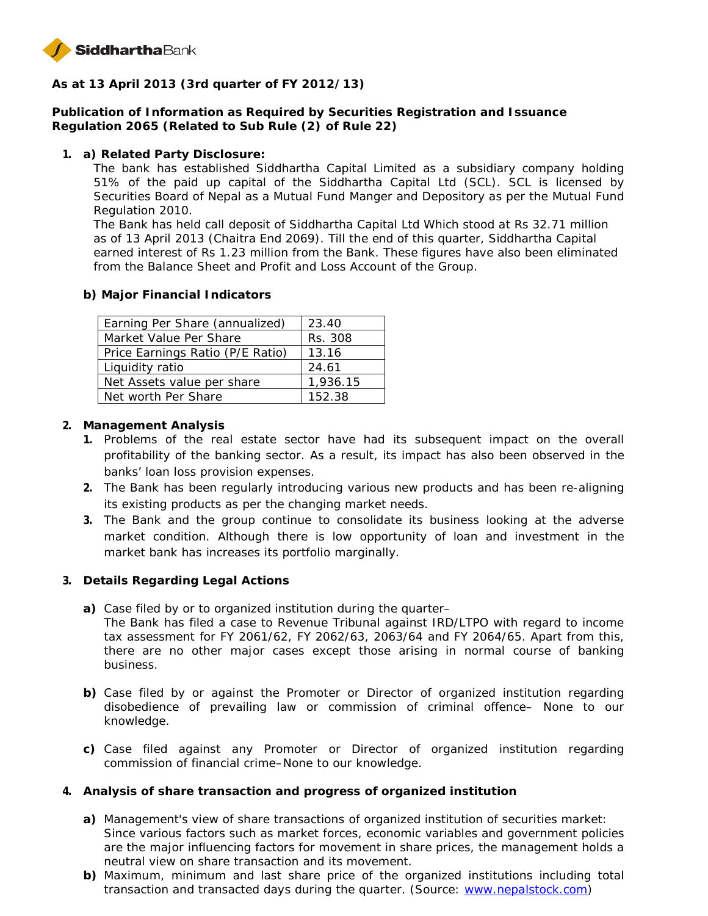**As at 13 April 2013 (3rd quarter of FY 2012/13)**

**Publication of Information as Required by Securities Registration and Issuance Regulation 2065 (Related to Sub Rule (2) of Rule 22)**

1. **a) Related Party Disclosure:**

   The bank has established Siddhartha Capital Limited as a subsidiary company holding 51% of the paid up capital of the Siddhartha Capital Ltd (SCL). SCL is licensed by Securities Board of Nepal as a Mutual Fund Manger and Depository as per the Mutual Fund Regulation 2010.

   The Bank has held call deposit of Siddhartha Capital Ltd Which stood at Rs 32.71 million as of 13 April 2013 (Chaitra End 2069). Till the end of this quarter, Siddhartha Capital earned interest of Rs 1.23 million from the Bank. These figures have also been eliminated from the Balance Sheet and Profit and Loss Account of the Group.

   **b) Major Financial Indicators**

| Earning Per Share (annualized) | 23.40 |
|---|---|
| Market Value Per Share | Rs. 308 |
| Price Earnings Ratio (P/E Ratio) | 13.16 |
| Liquidity ratio | 24.61 |
| Net Assets value per share | 1,936.15 |
| Net worth Per Share | 152.38 |

2. **Management Analysis**
   1. Problems of the real estate sector have had its subsequent impact on the overall profitability of the banking sector. As a result, its impact has also been observed in the banks' loan loss provision expenses.
   2. The Bank has been regularly introducing various new products and has been re-aligning its existing products as per the changing market needs.
   3. The Bank and the group continue to consolidate its business looking at the adverse market condition. Although there is low opportunity of loan and investment in the market bank has increases its portfolio marginally.

3. **Details Regarding Legal Actions**

   **a)** Case filed by or to organized institution during the quarter–
   The Bank has filed a case to Revenue Tribunal against IRD/LTPO with regard to income tax assessment for FY 2061/62, FY 2062/63, 2063/64 and FY 2064/65. Apart from this, there are no other major cases except those arising in normal course of banking business.

   **b)** Case filed by or against the Promoter or Director of organized institution regarding disobedience of prevailing law or commission of criminal offence– None to our knowledge.

   **c)** Case filed against any Promoter or Director of organized institution regarding commission of financial crime–None to our knowledge.

4. **Analysis of share transaction and progress of organized institution**

   **a)** Management's view of share transactions of organized institution of securities market:
   Since various factors such as market forces, economic variables and government policies are the major influencing factors for movement in share prices, the management holds a neutral view on share transaction and its movement.

   **b)** Maximum, minimum and last share price of the organized institutions including total transaction and transacted days during the quarter. (Source: www.nepalstock.com)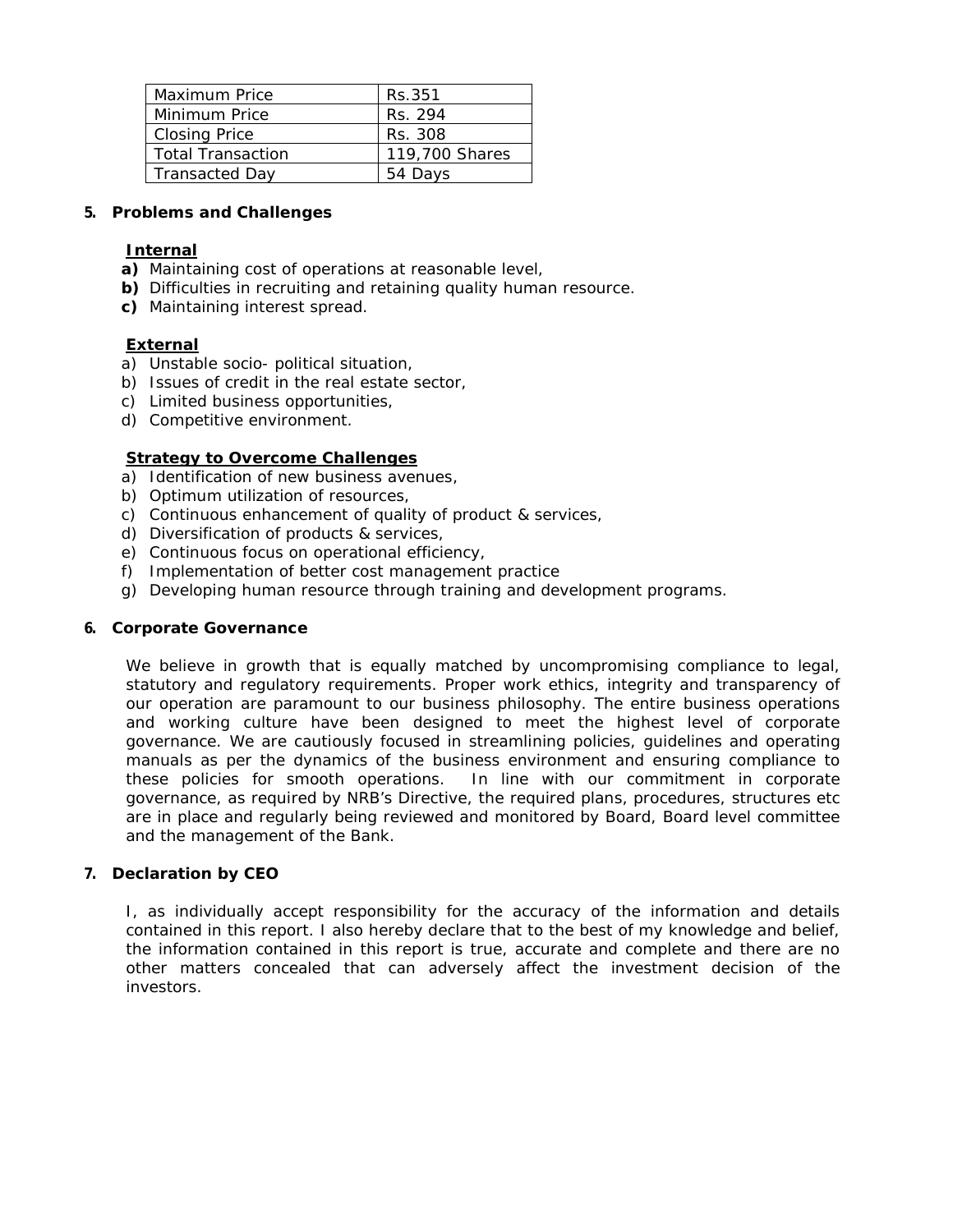| | |
|---|---|
| Maximum Price | Rs.351 |
| Minimum Price | Rs. 294 |
| Closing Price | Rs. 308 |
| Total Transaction | 119,700 Shares |
| Transacted Day | 54 Days |

## 5. Problems and Challenges

**Internal**

**a)** Maintaining cost of operations at reasonable level,
**b)** Difficulties in recruiting and retaining quality human resource.
**c)** Maintaining interest spread.

**External**

a) Unstable socio- political situation,
b) Issues of credit in the real estate sector,
c) Limited business opportunities,
d) Competitive environment.

**Strategy to Overcome Challenges**

a) Identification of new business avenues,
b) Optimum utilization of resources,
c) Continuous enhancement of quality of product & services,
d) Diversification of products & services,
e) Continuous focus on operational efficiency,
f) Implementation of better cost management practice
g) Developing human resource through training and development programs.

## 6. Corporate Governance

We believe in growth that is equally matched by uncompromising compliance to legal, statutory and regulatory requirements. Proper work ethics, integrity and transparency of our operation are paramount to our business philosophy. The entire business operations and working culture have been designed to meet the highest level of corporate governance. We are cautiously focused in streamlining policies, guidelines and operating manuals as per the dynamics of the business environment and ensuring compliance to these policies for smooth operations. In line with our commitment in corporate governance, as required by NRB's Directive, the required plans, procedures, structures etc are in place and regularly being reviewed and monitored by Board, Board level committee and the management of the Bank.

## 7. Declaration by CEO

I, as individually accept responsibility for the accuracy of the information and details contained in this report. I also hereby declare that to the best of my knowledge and belief, the information contained in this report is true, accurate and complete and there are no other matters concealed that can adversely affect the investment decision of the investors.